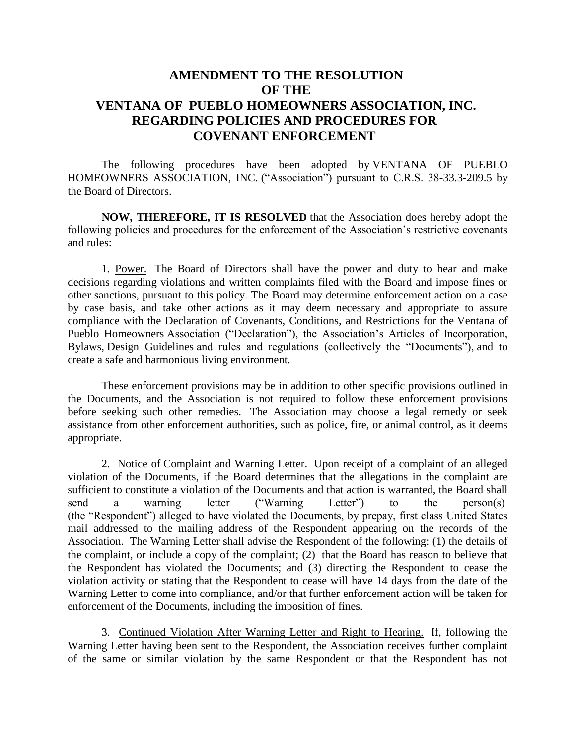# AMENDMENT TO THE RESOLUTION OF THE VENTANA OF PUEBLO HOMEOWNERS ASSOCIATION, INC. REGARDING POLICIES AND PROCEDURES FOR COVENANT ENFORCEMENT

The following procedures have been adopted by VENTANA OF PUEBLO HOMEOWNERS ASSOCIATION, INC. ("Association") pursuant to C.R.S. 38-33.3-209.5 by the Board of Directors.

**NOW, THEREFORE, IT IS RESOLVED** that the Association does hereby adopt the following policies and procedures for the enforcement of the Association's restrictive covenants and rules:

1. Power. The Board of Directors shall have the power and duty to hear and make decisions regarding violations and written complaints filed with the Board and impose fines or other sanctions, pursuant to this policy. The Board may determine enforcement action on a case by case basis, and take other actions as it may deem necessary and appropriate to assure compliance with the Declaration of Covenants, Conditions, and Restrictions for the Ventana of Pueblo Homeowners Association ("Declaration"), the Association's Articles of Incorporation, Bylaws, Design Guidelines and rules and regulations (collectively the "Documents"), and to create a safe and harmonious living environment.

These enforcement provisions may be in addition to other specific provisions outlined in the Documents, and the Association is not required to follow these enforcement provisions before seeking such other remedies. The Association may choose a legal remedy or seek assistance from other enforcement authorities, such as police, fire, or animal control, as it deems appropriate.

2. Notice of Complaint and Warning Letter. Upon receipt of a complaint of an alleged violation of the Documents, if the Board determines that the allegations in the complaint are sufficient to constitute a violation of the Documents and that action is warranted, the Board shall send a warning letter ("Warning Letter") to the person(s) (the "Respondent") alleged to have violated the Documents, by prepay, first class United States mail addressed to the mailing address of the Respondent appearing on the records of the Association. The Warning Letter shall advise the Respondent of the following: (1) the details of the complaint, or include a copy of the complaint; (2) that the Board has reason to believe that the Respondent has violated the Documents; and (3) directing the Respondent to cease the violation activity or stating that the Respondent to cease will have 14 days from the date of the Warning Letter to come into compliance, and/or that further enforcement action will be taken for enforcement of the Documents, including the imposition of fines.

3. Continued Violation After Warning Letter and Right to Hearing. If, following the Warning Letter having been sent to the Respondent, the Association receives further complaint of the same or similar violation by the same Respondent or that the Respondent has not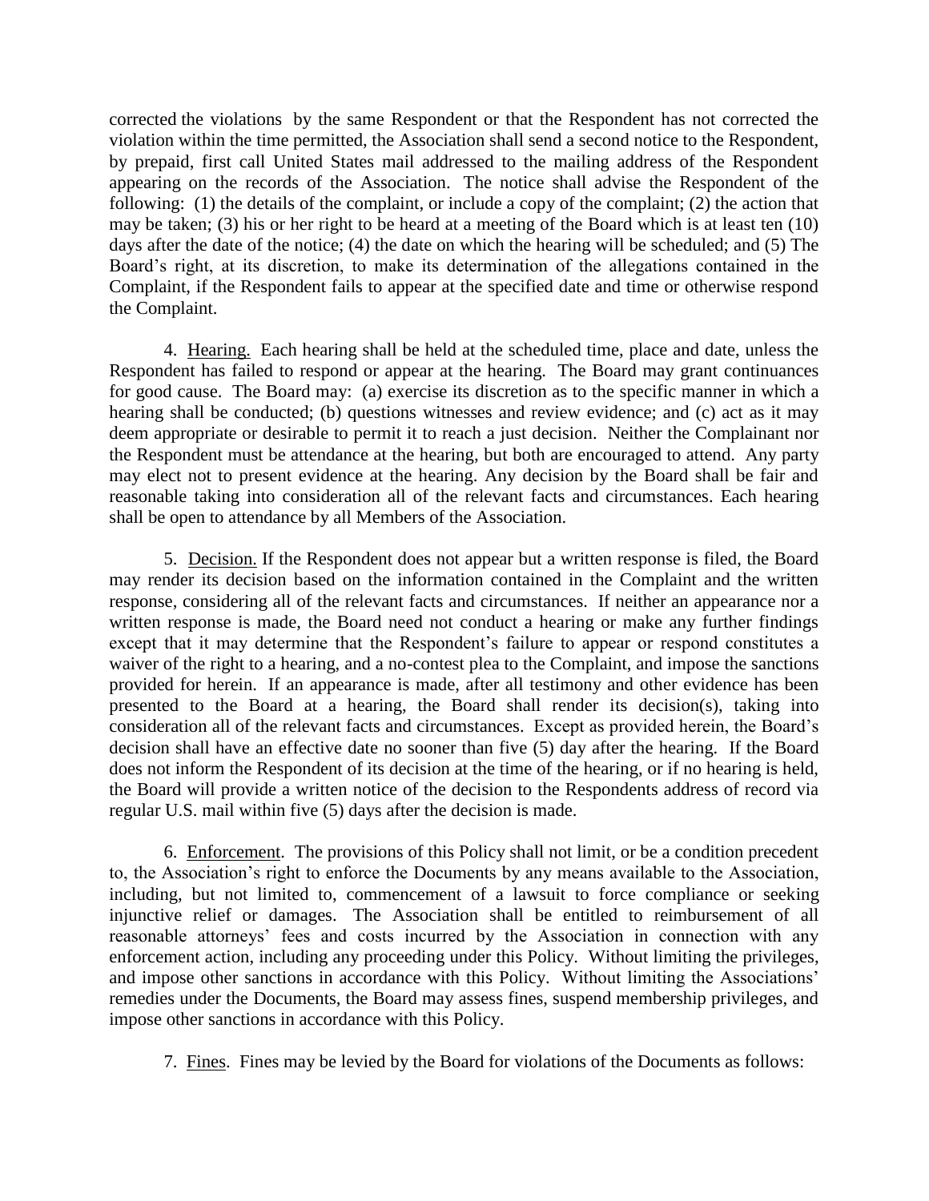corrected the violations by the same Respondent or that the Respondent has not corrected the violation within the time permitted, the Association shall send a second notice to the Respondent, by prepaid, first call United States mail addressed to the mailing address of the Respondent appearing on the records of the Association. The notice shall advise the Respondent of the following: (1) the details of the complaint, or include a copy of the complaint; (2) the action that may be taken; (3) his or her right to be heard at a meeting of the Board which is at least ten (10) days after the date of the notice; (4) the date on which the hearing will be scheduled; and (5) The Board's right, at its discretion, to make its determination of the allegations contained in the Complaint, if the Respondent fails to appear at the specified date and time or otherwise respond the Complaint.

4. Hearing. Each hearing shall be held at the scheduled time, place and date, unless the Respondent has failed to respond or appear at the hearing. The Board may grant continuances for good cause. The Board may: (a) exercise its discretion as to the specific manner in which a hearing shall be conducted; (b) questions witnesses and review evidence; and (c) act as it may deem appropriate or desirable to permit it to reach a just decision. Neither the Complainant nor the Respondent must be attendance at the hearing, but both are encouraged to attend. Any party may elect not to present evidence at the hearing. Any decision by the Board shall be fair and reasonable taking into consideration all of the relevant facts and circumstances. Each hearing shall be open to attendance by all Members of the Association.

5. Decision. If the Respondent does not appear but a written response is filed, the Board may render its decision based on the information contained in the Complaint and the written response, considering all of the relevant facts and circumstances. If neither an appearance nor a written response is made, the Board need not conduct a hearing or make any further findings except that it may determine that the Respondent's failure to appear or respond constitutes a waiver of the right to a hearing, and a no-contest plea to the Complaint, and impose the sanctions provided for herein. If an appearance is made, after all testimony and other evidence has been presented to the Board at a hearing, the Board shall render its decision(s), taking into consideration all of the relevant facts and circumstances. Except as provided herein, the Board's decision shall have an effective date no sooner than five (5) day after the hearing. If the Board does not inform the Respondent of its decision at the time of the hearing, or if no hearing is held, the Board will provide a written notice of the decision to the Respondents address of record via regular U.S. mail within five (5) days after the decision is made.

6. Enforcement. The provisions of this Policy shall not limit, or be a condition precedent to, the Association's right to enforce the Documents by any means available to the Association, including, but not limited to, commencement of a lawsuit to force compliance or seeking injunctive relief or damages. The Association shall be entitled to reimbursement of all reasonable attorneys' fees and costs incurred by the Association in connection with any enforcement action, including any proceeding under this Policy. Without limiting the privileges, and impose other sanctions in accordance with this Policy. Without limiting the Associations' remedies under the Documents, the Board may assess fines, suspend membership privileges, and impose other sanctions in accordance with this Policy.

7. Fines. Fines may be levied by the Board for violations of the Documents as follows: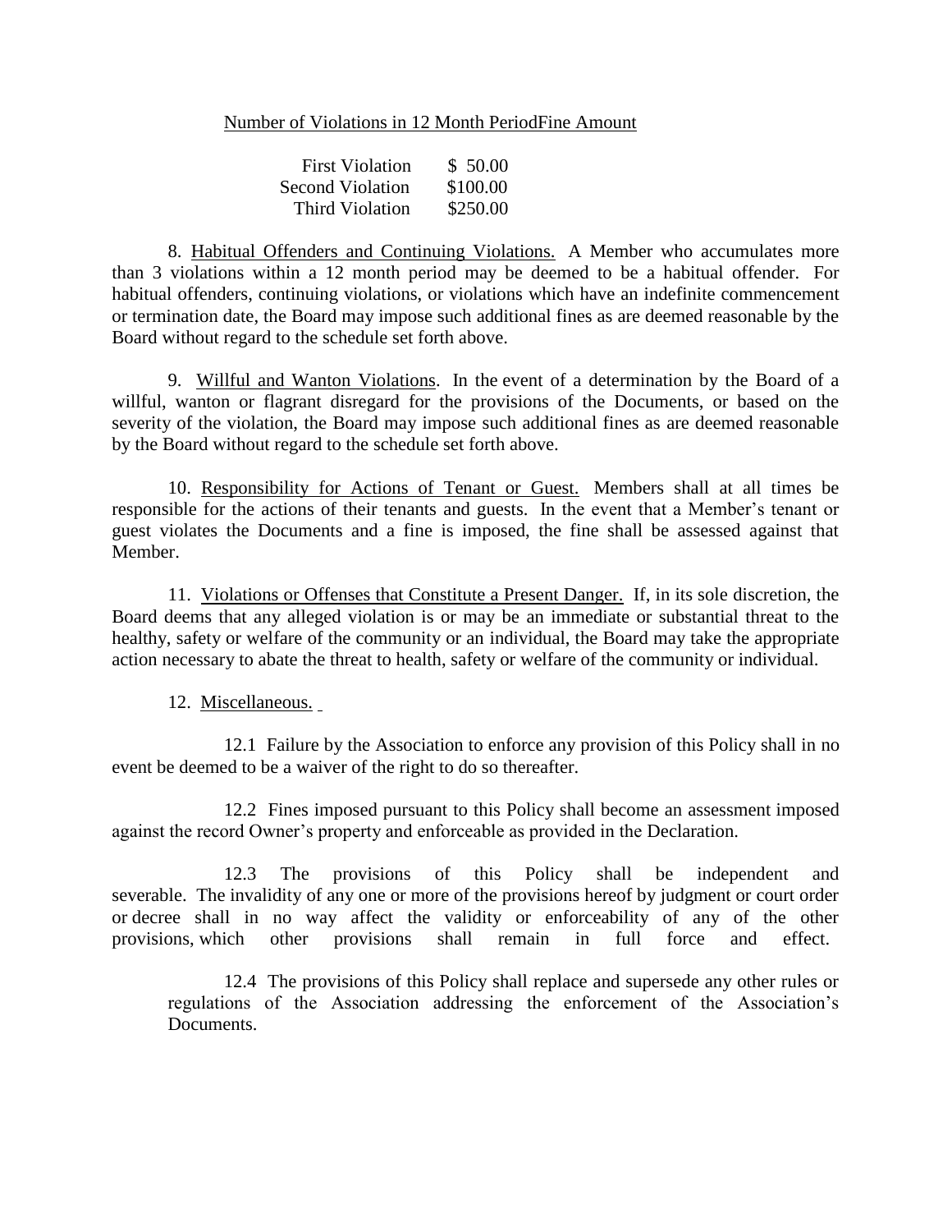| Number of Violations in 12 Month Period | Fine Amount |
|---|---|
| First Violation | $ 50.00 |
| Second Violation | $100.00 |
| Third Violation | $250.00 |

8. Habitual Offenders and Continuing Violations. A Member who accumulates more than 3 violations within a 12 month period may be deemed to be a habitual offender. For habitual offenders, continuing violations, or violations which have an indefinite commencement or termination date, the Board may impose such additional fines as are deemed reasonable by the Board without regard to the schedule set forth above.

9. Willful and Wanton Violations. In the event of a determination by the Board of a willful, wanton or flagrant disregard for the provisions of the Documents, or based on the severity of the violation, the Board may impose such additional fines as are deemed reasonable by the Board without regard to the schedule set forth above.

10. Responsibility for Actions of Tenant or Guest. Members shall at all times be responsible for the actions of their tenants and guests. In the event that a Member's tenant or guest violates the Documents and a fine is imposed, the fine shall be assessed against that Member.

11. Violations or Offenses that Constitute a Present Danger. If, in its sole discretion, the Board deems that any alleged violation is or may be an immediate or substantial threat to the healthy, safety or welfare of the community or an individual, the Board may take the appropriate action necessary to abate the threat to health, safety or welfare of the community or individual.

12. Miscellaneous.

12.1 Failure by the Association to enforce any provision of this Policy shall in no event be deemed to be a waiver of the right to do so thereafter.

12.2 Fines imposed pursuant to this Policy shall become an assessment imposed against the record Owner's property and enforceable as provided in the Declaration.

12.3 The provisions of this Policy shall be independent and severable. The invalidity of any one or more of the provisions hereof by judgment or court order or decree shall in no way affect the validity or enforceability of any of the other provisions, which other provisions shall remain in full force and effect.

12.4 The provisions of this Policy shall replace and supersede any other rules or regulations of the Association addressing the enforcement of the Association's Documents.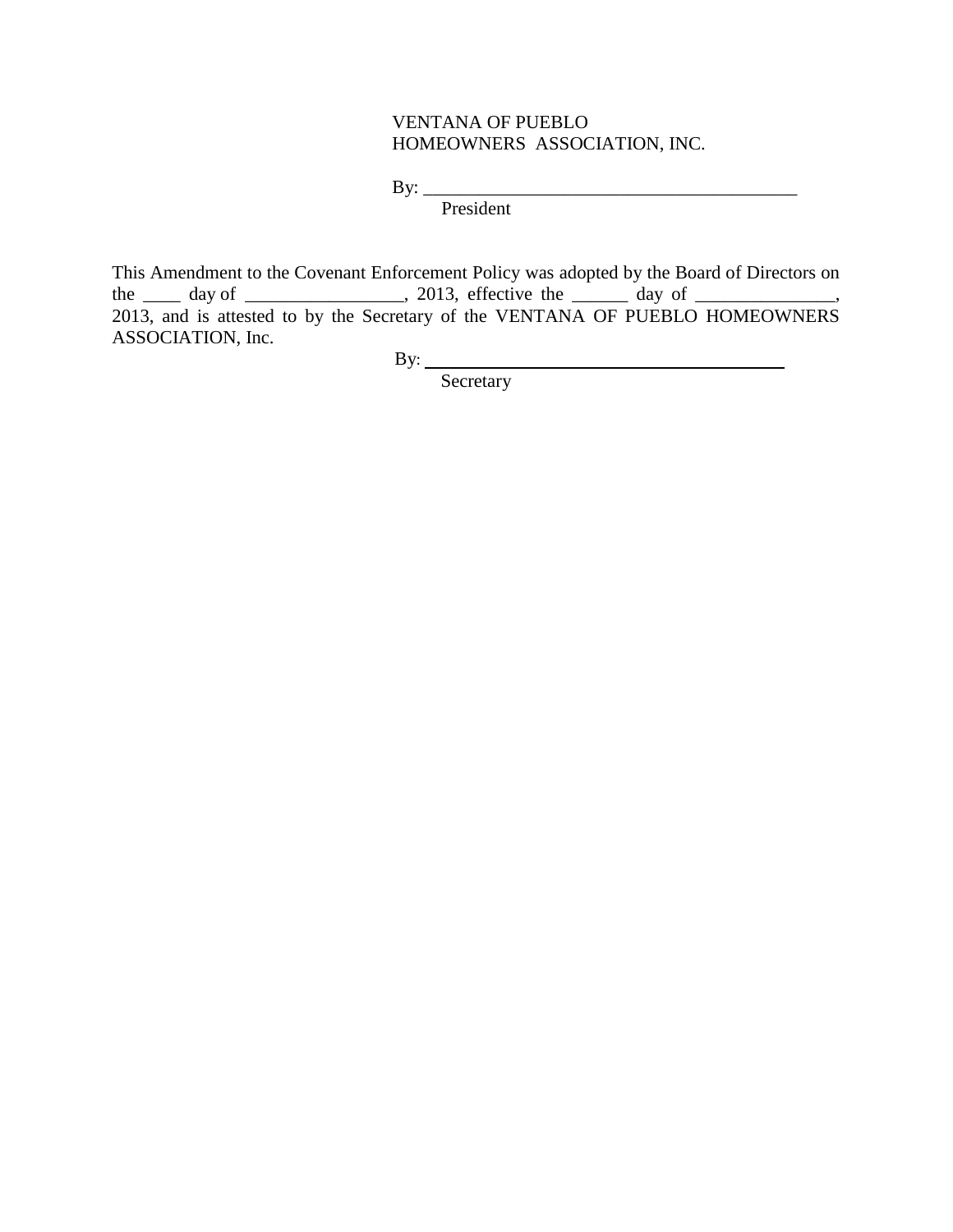VENTANA OF PUEBLO
HOMEOWNERS ASSOCIATION, INC.

By: ________________________________________
President

This Amendment to the Covenant Enforcement Policy was adopted by the Board of Directors on the ____ day of _________________, 2013, effective the ______ day of _______________, 2013, and is attested to by the Secretary of the VENTANA OF PUEBLO HOMEOWNERS ASSOCIATION, Inc.

By: ________________________________________
Secretary